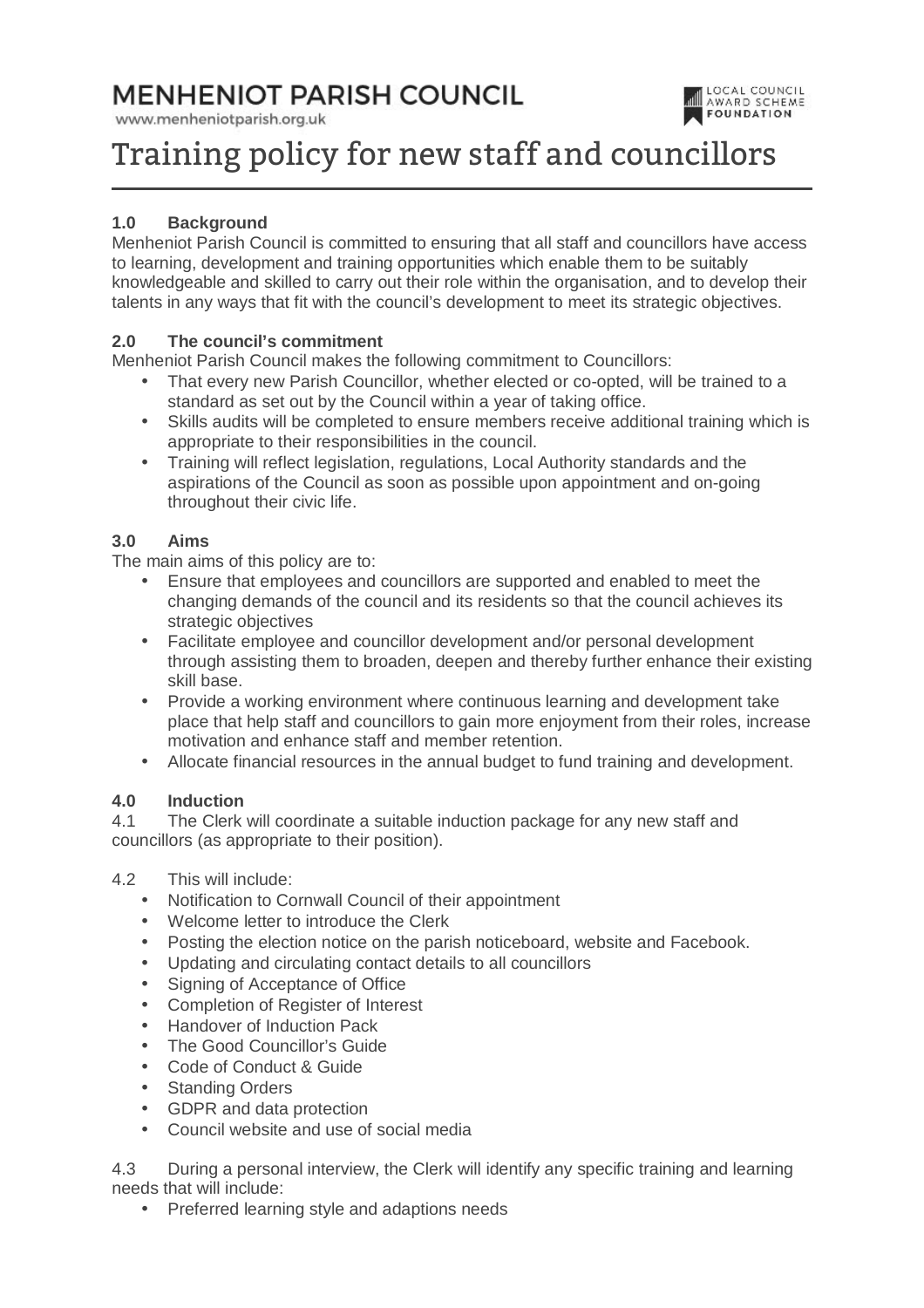# MENHENIOT PARISH COUNCIL

www.menheniotparish.org.uk

LOCAL COUNCIL AWARD SCHEME FOUNDATION

# Training policy for new staff and councillors

## 1.0 Background

Menheniot Parish Council is committed to ensuring that all staff and councillors have access to learning, development and training opportunities which enable them to be suitably knowledgeable and skilled to carry out their role within the organisation, and to develop their talents in any ways that fit with the council's development to meet its strategic objectives.

## 2.0 The council's commitment

Menheniot Parish Council makes the following commitment to Councillors:

- That every new Parish Councillor, whether elected or co-opted, will be trained to a standard as set out by the Council within a year of taking office.
- Skills audits will be completed to ensure members receive additional training which is appropriate to their responsibilities in the council.
- Training will reflect legislation, regulations, Local Authority standards and the aspirations of the Council as soon as possible upon appointment and on-going throughout their civic life.

## 3.0 Aims

The main aims of this policy are to:

- Ensure that employees and councillors are supported and enabled to meet the changing demands of the council and its residents so that the council achieves its strategic objectives
- Facilitate employee and councillor development and/or personal development through assisting them to broaden, deepen and thereby further enhance their existing skill base.
- Provide a working environment where continuous learning and development take place that help staff and councillors to gain more enjoyment from their roles, increase motivation and enhance staff and member retention.
- Allocate financial resources in the annual budget to fund training and development.

## 4.0 Induction

4.1 The Clerk will coordinate a suitable induction package for any new staff and councillors (as appropriate to their position).

4.2 This will include:

- Notification to Cornwall Council of their appointment
- Welcome letter to introduce the Clerk
- Posting the election notice on the parish noticeboard, website and Facebook.
- Updating and circulating contact details to all councillors
- Signing of Acceptance of Office
- Completion of Register of Interest
- Handover of Induction Pack
- The Good Councillor's Guide
- Code of Conduct & Guide
- Standing Orders
- GDPR and data protection
- Council website and use of social media

4.3 During a personal interview, the Clerk will identify any specific training and learning needs that will include:

- Preferred learning style and adaptions needs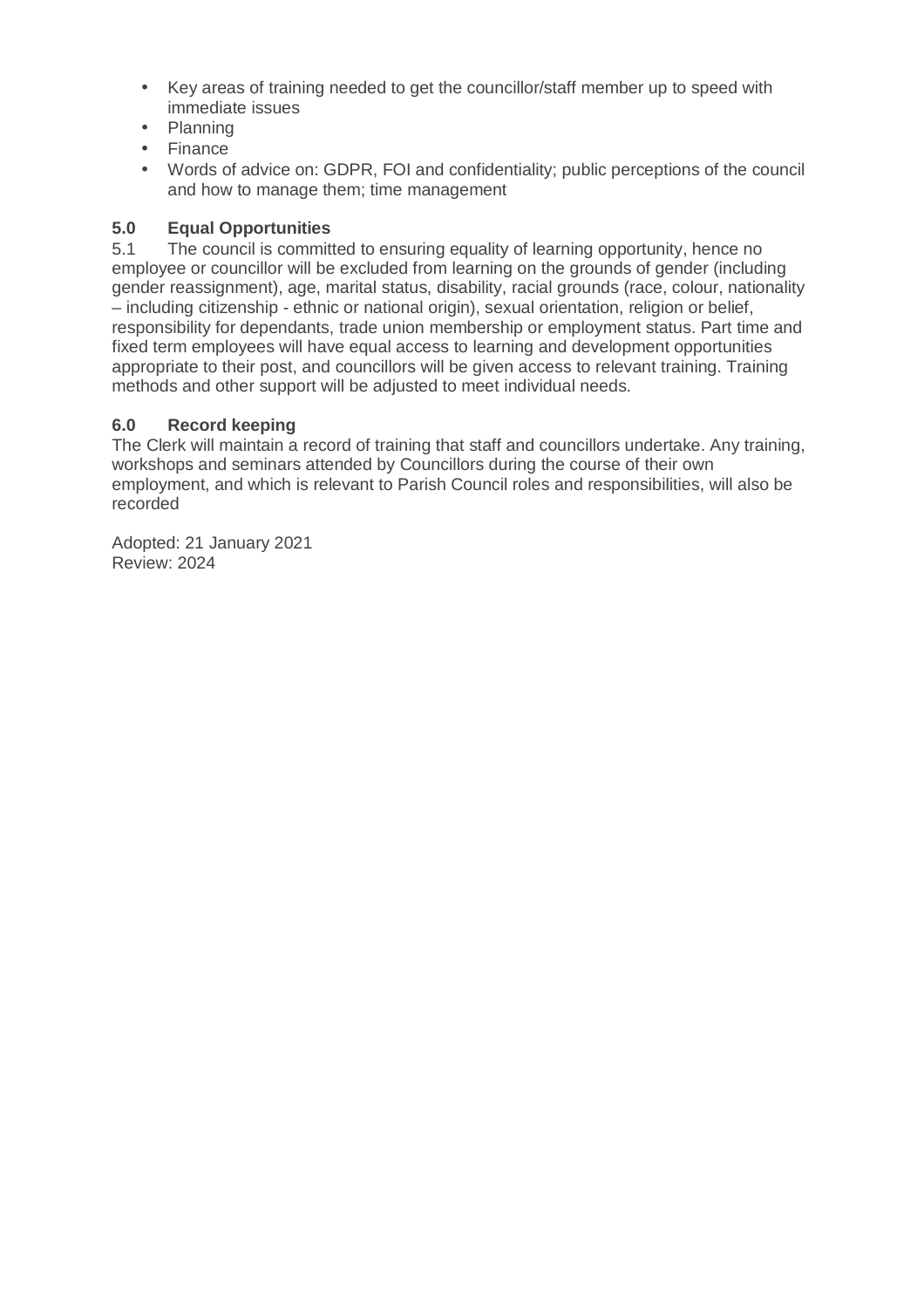- Key areas of training needed to get the councillor/staff member up to speed with immediate issues
- Planning
- Finance
- Words of advice on: GDPR, FOI and confidentiality; public perceptions of the council and how to manage them; time management

**5.0 Equal Opportunities**

5.1 The council is committed to ensuring equality of learning opportunity, hence no employee or councillor will be excluded from learning on the grounds of gender (including gender reassignment), age, marital status, disability, racial grounds (race, colour, nationality – including citizenship - ethnic or national origin), sexual orientation, religion or belief, responsibility for dependants, trade union membership or employment status. Part time and fixed term employees will have equal access to learning and development opportunities appropriate to their post, and councillors will be given access to relevant training. Training methods and other support will be adjusted to meet individual needs.

**6.0 Record keeping**

The Clerk will maintain a record of training that staff and councillors undertake. Any training, workshops and seminars attended by Councillors during the course of their own employment, and which is relevant to Parish Council roles and responsibilities, will also be recorded

Adopted: 21 January 2021
Review: 2024